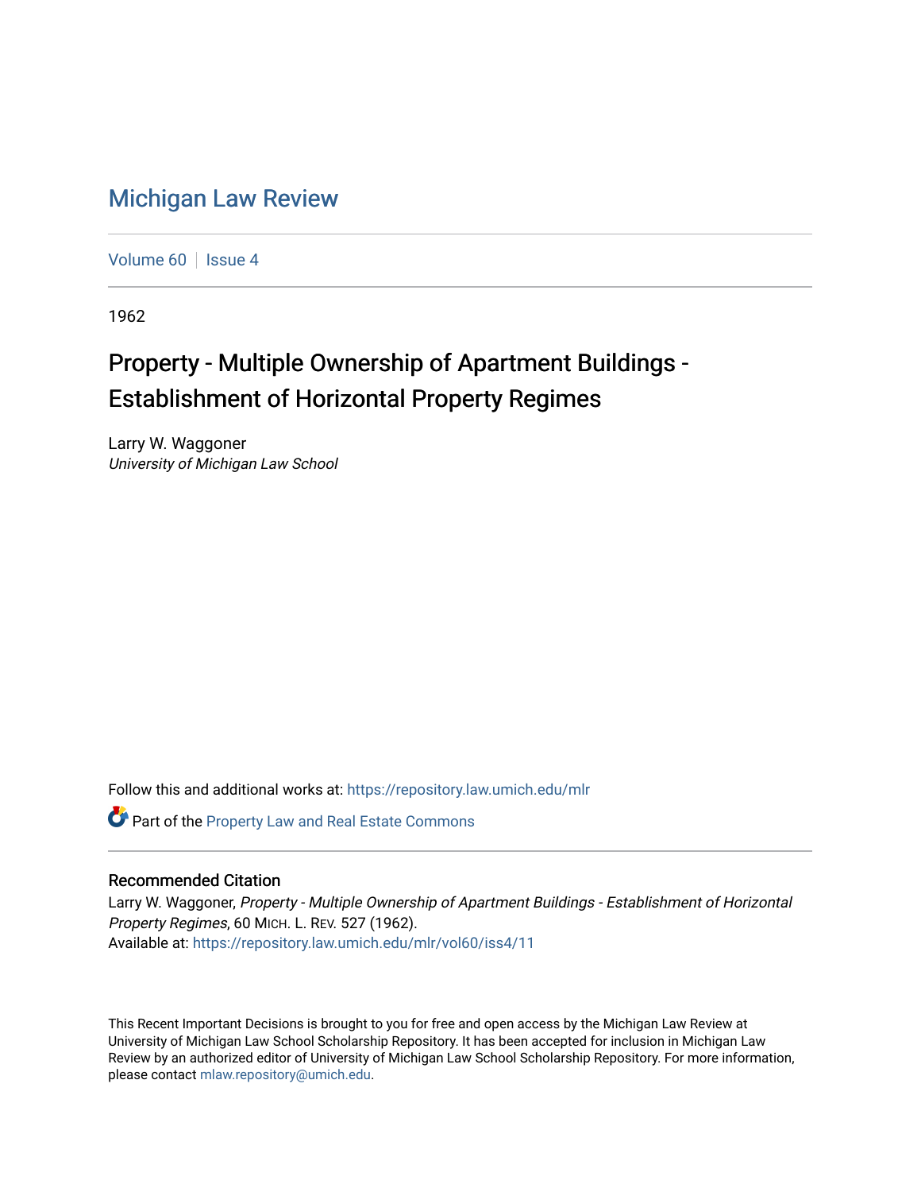# Michigan Law Review

Volume 60 | Issue 4

1962

## Property - Multiple Ownership of Apartment Buildings - Establishment of Horizontal Property Regimes

Larry W. Waggoner
*University of Michigan Law School*

Follow this and additional works at: https://repository.law.umich.edu/mlr

Part of the Property Law and Real Estate Commons

### Recommended Citation

Larry W. Waggoner, *Property - Multiple Ownership of Apartment Buildings - Establishment of Horizontal Property Regimes*, 60 MICH. L. REV. 527 (1962).
Available at: https://repository.law.umich.edu/mlr/vol60/iss4/11

This Recent Important Decisions is brought to you for free and open access by the Michigan Law Review at University of Michigan Law School Scholarship Repository. It has been accepted for inclusion in Michigan Law Review by an authorized editor of University of Michigan Law School Scholarship Repository. For more information, please contact mlaw.repository@umich.edu.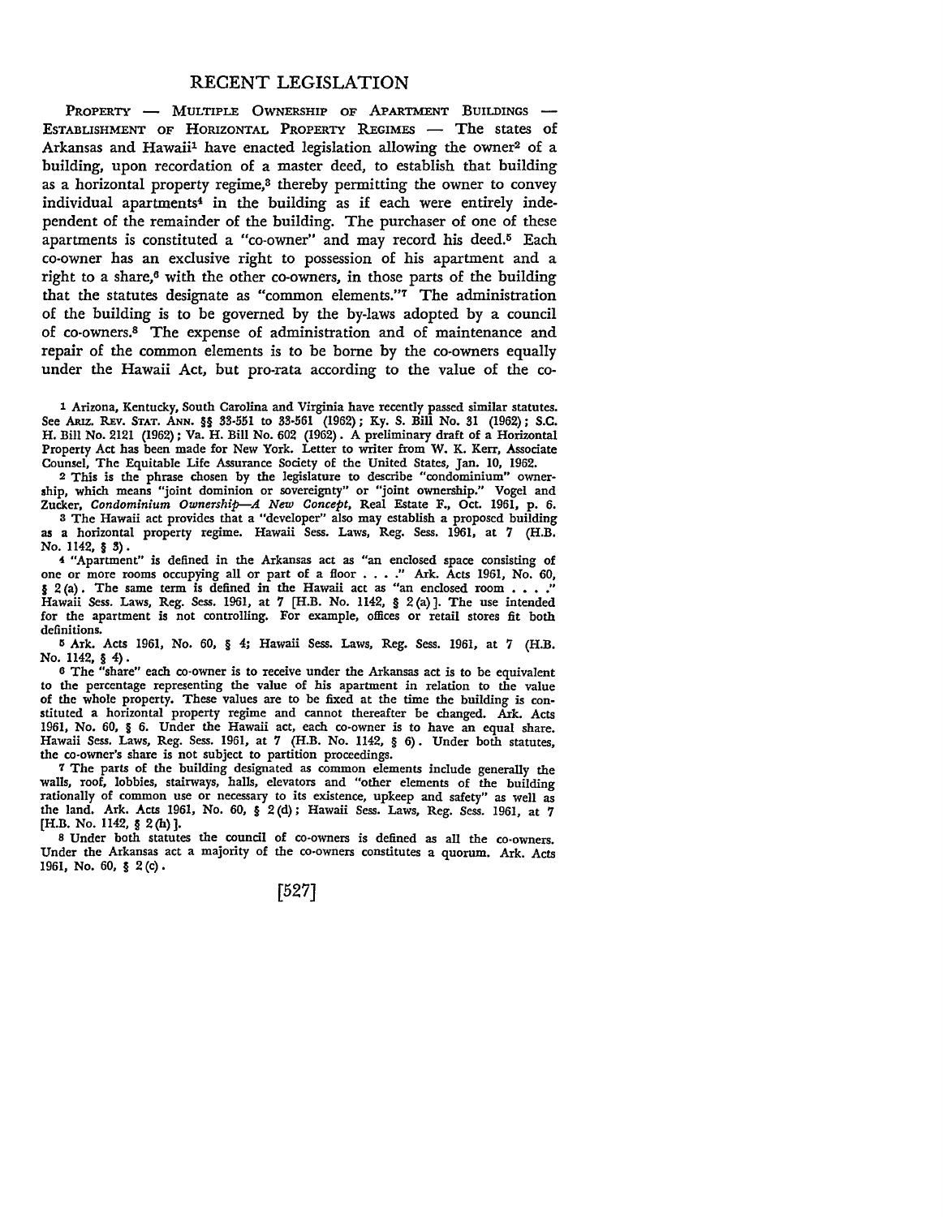# RECENT LEGISLATION

PROPERTY — MULTIPLE OWNERSHIP OF APARTMENT BUILDINGS — ESTABLISHMENT OF HORIZONTAL PROPERTY REGIMES — The states of Arkansas and Hawaii[1] have enacted legislation allowing the owner[2] of a building, upon recordation of a master deed, to establish that building as a horizontal property regime,[3] thereby permitting the owner to convey individual apartments[4] in the building as if each were entirely independent of the remainder of the building. The purchaser of one of these apartments is constituted a "co-owner" and may record his deed.[5] Each co-owner has an exclusive right to possession of his apartment and a right to a share,[6] with the other co-owners, in those parts of the building that the statutes designate as "common elements."[7] The administration of the building is to be governed by the by-laws adopted by a council of co-owners.[8] The expense of administration and of maintenance and repair of the common elements is to be borne by the co-owners equally under the Hawaii Act, but pro-rata according to the value of the co-

[1] Arizona, Kentucky, South Carolina and Virginia have recently passed similar statutes. See ARIZ. REV. STAT. ANN. §§ 33-551 to 33-561 (1962); Ky. S. Bill No. 31 (1962); S.C. H. Bill No. 2121 (1962); Va. H. Bill No. 602 (1962). A preliminary draft of a Horizontal Property Act has been made for New York. Letter to writer from W. K. Kerr, Associate Counsel, The Equitable Life Assurance Society of the United States, Jan. 10, 1962.

[2] This is the phrase chosen by the legislature to describe "condominium" ownership, which means "joint dominion or sovereignty" or "joint ownership." Vogel and Zucker, *Condominium Ownership—A New Concept*, Real Estate F., Oct. 1961, p. 6.

[3] The Hawaii act provides that a "developer" also may establish a proposed building as a horizontal property regime. Hawaii Sess. Laws, Reg. Sess. 1961, at 7 (H.B. No. 1142, § 3).

[4] "Apartment" is defined in the Arkansas act as "an enclosed space consisting of one or more rooms occupying all or part of a floor . . . ." Ark. Acts 1961, No. 60, § 2(a). The same term is defined in the Hawaii act as "an enclosed room . . . ." Hawaii Sess. Laws, Reg. Sess. 1961, at 7 [H.B. No. 1142, § 2(a)]. The use intended for the apartment is not controlling. For example, offices or retail stores fit both definitions.

[5] Ark. Acts 1961, No. 60, § 4; Hawaii Sess. Laws, Reg. Sess. 1961, at 7 (H.B. No. 1142, § 4).

[6] The "share" each co-owner is to receive under the Arkansas act is to be equivalent to the percentage representing the value of his apartment in relation to the value of the whole property. These values are to be fixed at the time the building is constituted a horizontal property regime and cannot thereafter be changed. Ark. Acts 1961, No. 60, § 6. Under the Hawaii act, each co-owner is to have an equal share. Hawaii Sess. Laws, Reg. Sess. 1961, at 7 (H.B. No. 1142, § 6). Under both statutes, the co-owner's share is not subject to partition proceedings.

[7] The parts of the building designated as common elements include generally the walls, roof, lobbies, stairways, halls, elevators and "other elements of the building rationally of common use or necessary to its existence, upkeep and safety" as well as the land. Ark. Acts 1961, No. 60, § 2(d); Hawaii Sess. Laws, Reg. Sess. 1961, at 7 [H.B. No. 1142, § 2(h)].

[8] Under both statutes the council of co-owners is defined as all the co-owners. Under the Arkansas act a majority of the co-owners constitutes a quorum. Ark. Acts 1961, No. 60, § 2(c).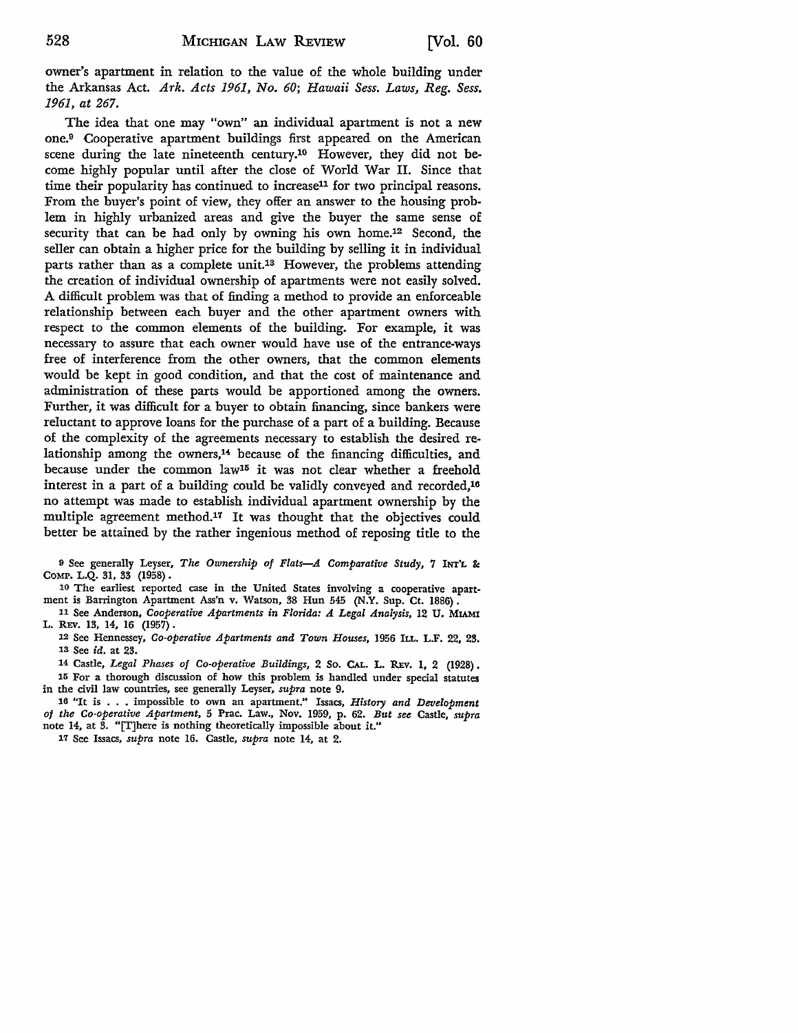owner's apartment in relation to the value of the whole building under the Arkansas Act. *Ark. Acts 1961, No. 60*; *Hawaii Sess. Laws, Reg. Sess. 1961, at 267*.

The idea that one may "own" an individual apartment is not a new one.[9] Cooperative apartment buildings first appeared on the American scene during the late nineteenth century.[10] However, they did not become highly popular until after the close of World War II. Since that time their popularity has continued to increase[11] for two principal reasons. From the buyer's point of view, they offer an answer to the housing problem in highly urbanized areas and give the buyer the same sense of security that can be had only by owning his own home.[12] Second, the seller can obtain a higher price for the building by selling it in individual parts rather than as a complete unit.[13] However, the problems attending the creation of individual ownership of apartments were not easily solved. A difficult problem was that of finding a method to provide an enforceable relationship between each buyer and the other apartment owners with respect to the common elements of the building. For example, it was necessary to assure that each owner would have use of the entrance-ways free of interference from the other owners, that the common elements would be kept in good condition, and that the cost of maintenance and administration of these parts would be apportioned among the owners. Further, it was difficult for a buyer to obtain financing, since bankers were reluctant to approve loans for the purchase of a part of a building. Because of the complexity of the agreements necessary to establish the desired relationship among the owners,[14] because of the financing difficulties, and because under the common law[15] it was not clear whether a freehold interest in a part of a building could be validly conveyed and recorded,[16] no attempt was made to establish individual apartment ownership by the multiple agreement method.[17] It was thought that the objectives could better be attained by the rather ingenious method of reposing title to the

[9] See generally Leyser, *The Ownership of Flats—A Comparative Study*, 7 INT'L & COMP. L.Q. 31, 33 (1958).

[10] The earliest reported case in the United States involving a cooperative apartment is Barrington Apartment Ass'n v. Watson, 38 Hun 545 (N.Y. Sup. Ct. 1886).

[11] See Anderson, *Cooperative Apartments in Florida: A Legal Analysis*, 12 U. MIAMI L. REV. 13, 14, 16 (1957).

[12] See Hennessey, *Co-operative Apartments and Town Houses*, 1956 ILL. L.F. 22, 23.

[13] See *id.* at 23.

[14] Castle, *Legal Phases of Co-operative Buildings*, 2 SO. CAL. L. REV. 1, 2 (1928).

[15] For a thorough discussion of how this problem is handled under special statutes in the civil law countries, see generally Leyser, *supra* note 9.

[16] "It is . . . impossible to own an apartment." Issacs, *History and Development of the Co-operative Apartment*, 5 Prac. Law., Nov. 1959, p. 62. *But see* Castle, *supra* note 14, at 3. "[T]here is nothing theoretically impossible about it."

[17] See Issacs, *supra* note 16. Castle, *supra* note 14, at 2.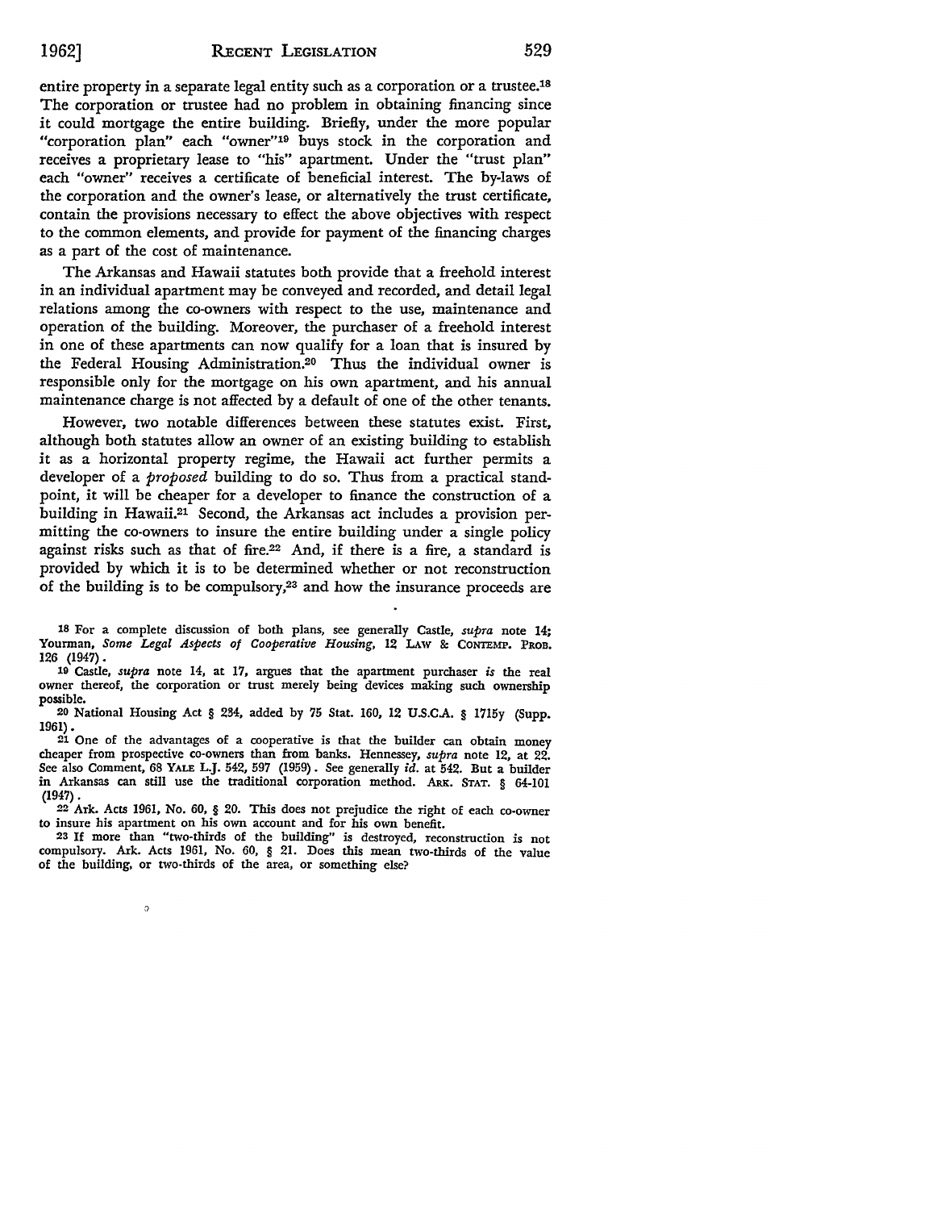entire property in a separate legal entity such as a corporation or a trustee.[18] The corporation or trustee had no problem in obtaining financing since it could mortgage the entire building. Briefly, under the more popular "corporation plan" each "owner"[19] buys stock in the corporation and receives a proprietary lease to "his" apartment. Under the "trust plan" each "owner" receives a certificate of beneficial interest. The by-laws of the corporation and the owner's lease, or alternatively the trust certificate, contain the provisions necessary to effect the above objectives with respect to the common elements, and provide for payment of the financing charges as a part of the cost of maintenance.

The Arkansas and Hawaii statutes both provide that a freehold interest in an individual apartment may be conveyed and recorded, and detail legal relations among the co-owners with respect to the use, maintenance and operation of the building. Moreover, the purchaser of a freehold interest in one of these apartments can now qualify for a loan that is insured by the Federal Housing Administration.[20] Thus the individual owner is responsible only for the mortgage on his own apartment, and his annual maintenance charge is not affected by a default of one of the other tenants.

However, two notable differences between these statutes exist. First, although both statutes allow an owner of an existing building to establish it as a horizontal property regime, the Hawaii act further permits a developer of a *proposed* building to do so. Thus from a practical standpoint, it will be cheaper for a developer to finance the construction of a building in Hawaii.[21] Second, the Arkansas act includes a provision permitting the co-owners to insure the entire building under a single policy against risks such as that of fire.[22] And, if there is a fire, a standard is provided by which it is to be determined whether or not reconstruction of the building is to be compulsory,[23] and how the insurance proceeds are

---

18 For a complete discussion of both plans, see generally Castle, *supra* note 14; Yourman, *Some Legal Aspects of Cooperative Housing*, 12 LAW & CONTEMP. PROB. 126 (1947).

19 Castle, *supra* note 14, at 17, argues that the apartment purchaser *is* the real owner thereof, the corporation or trust merely being devices making such ownership possible.

20 National Housing Act § 234, added by 75 Stat. 160, 12 U.S.C.A. § 1715y (Supp. 1961).

21 One of the advantages of a cooperative is that the builder can obtain money cheaper from prospective co-owners than from banks. Hennessey, *supra* note 12, at 22. See also Comment, 68 YALE L.J. 542, 597 (1959). See generally *id.* at 542. But a builder in Arkansas can still use the traditional corporation method. ARK. STAT. § 64-101 (1947).

22 Ark. Acts 1961, No. 60, § 20. This does not prejudice the right of each co-owner to insure his apartment on his own account and for his own benefit.

23 If more than "two-thirds of the building" is destroyed, reconstruction is not compulsory. Ark. Acts 1961, No. 60, § 21. Does this mean two-thirds of the value of the building, or two-thirds of the area, or something else?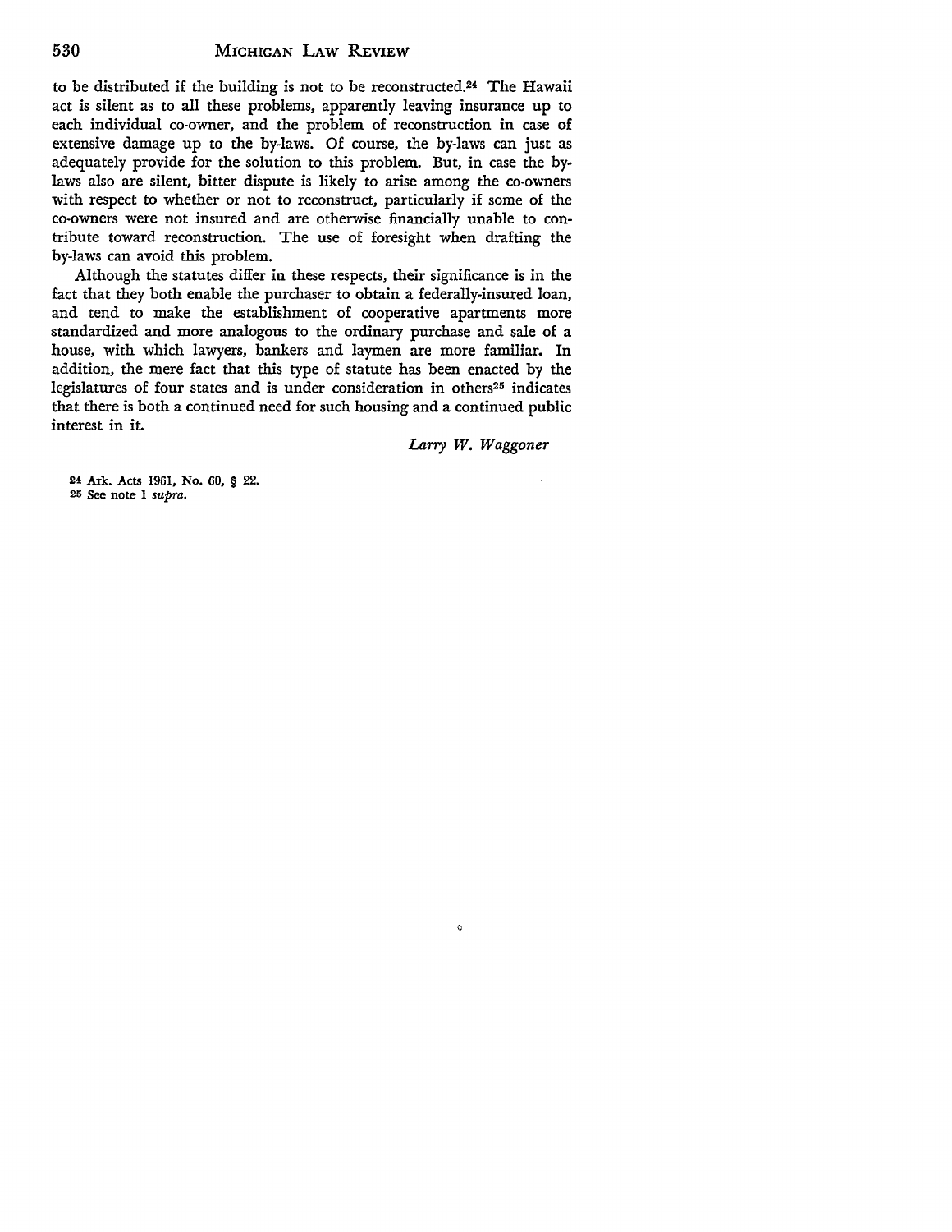to be distributed if the building is not to be reconstructed.[24] The Hawaii act is silent as to all these problems, apparently leaving insurance up to each individual co-owner, and the problem of reconstruction in case of extensive damage up to the by-laws. Of course, the by-laws can just as adequately provide for the solution to this problem. But, in case the by-laws also are silent, bitter dispute is likely to arise among the co-owners with respect to whether or not to reconstruct, particularly if some of the co-owners were not insured and are otherwise financially unable to contribute toward reconstruction. The use of foresight when drafting the by-laws can avoid this problem.

Although the statutes differ in these respects, their significance is in the fact that they both enable the purchaser to obtain a federally-insured loan, and tend to make the establishment of cooperative apartments more standardized and more analogous to the ordinary purchase and sale of a house, with which lawyers, bankers and laymen are more familiar. In addition, the mere fact that this type of statute has been enacted by the legislatures of four states and is under consideration in others[25] indicates that there is both a continued need for such housing and a continued public interest in it.

*Larry W. Waggoner*

[24] Ark. Acts 1961, No. 60, § 22.
[25] See note 1 *supra*.